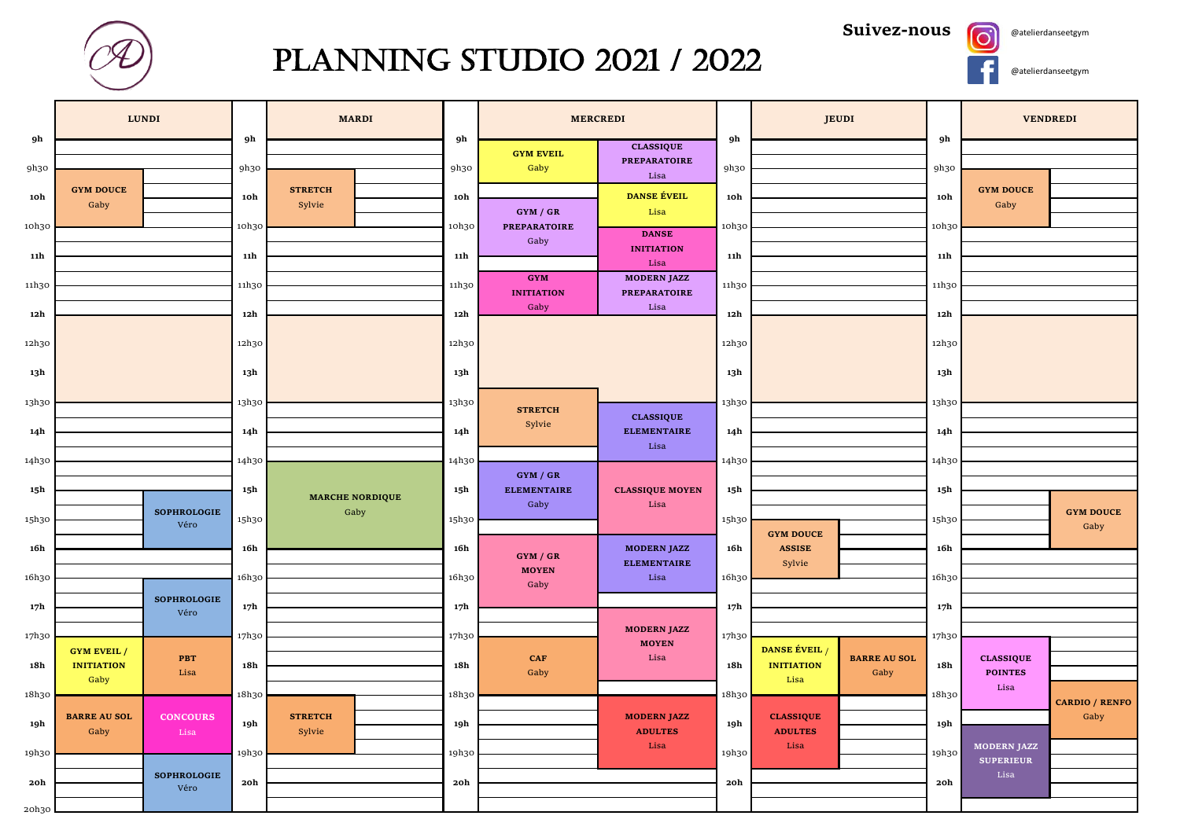# PLANNING STUDIO 2021 / 2022

**Suivez-nous**

@atelierdanseetgym (Instagram)

@atelierdanseetgym (Facebook)

| Heure | LUNDI | MARDI | MERCREDI | JEUDI | VENDREDI |
|---|---|---|---|---|---|
| 9h | | | GYM EVEIL – Gaby (9h–9h45) / CLASSIQUE PREPARATOIRE – Lisa (9h–9h45) | | |
| 9h30 | GYM DOUCE – Gaby (9h30–10h30) | STRETCH – Sylvie (9h30–10h30) | | | GYM DOUCE – Gaby (9h30–10h30) |
| 10h | | | GYM / GR PREPARATOIRE – Gaby (10h–11h) / DANSE ÉVEIL – Lisa (9h45–10h30) | | |
| 10h30 | | | DANSE INITIATION – Lisa (10h30–11h15) | | |
| 11h | | | | | |
| 11h30 | | | GYM INITIATION – Gaby (11h15–12h) / MODERN JAZZ PREPARATOIRE – Lisa (11h15–12h) | | |
| 12h | | | | | |
| 12h30 | | | | | |
| 13h | | | | | |
| 13h30 | | | STRETCH – Sylvie (13h30–14h30) / CLASSIQUE ELEMENTAIRE – Lisa (13h45–14h45) | | |
| 14h | | | | | |
| 14h30 | | MARCHE NORDIQUE – Gaby (14h30–16h) | GYM / GR ELEMENTAIRE – Gaby (14h45–15h45) / CLASSIQUE MOYEN – Lisa (14h45–16h) | | |
| 15h | SOPHROLOGIE – Véro (15h–16h) | | | | GYM DOUCE – Gaby (15h–16h) |
| 15h30 | | | | GYM DOUCE ASSISE – Sylvie (15h30–16h30) | |
| 16h | | | GYM / GR MOYEN – Gaby (16h–17h) / MODERN JAZZ ELEMENTAIRE – Lisa (16h–16h45) | | |
| 16h30 | SOPHROLOGIE – Véro (16h30–17h30) | | | | |
| 17h | | | MODERN JAZZ MOYEN – Lisa (17h–18h15) | | |
| 17h30 | GYM EVEIL / INITIATION – Gaby (17h30–18h30) / PBT – Lisa (17h30–18h30) | | CAF – Gaby (17h30–18h30) | DANSE ÉVEIL / INITIATION – Lisa (17h30–18h30) / BARRE AU SOL – Gaby (17h30–18h30) | CLASSIQUE POINTES – Lisa (17h30–18h45) |
| 18h | | | | | CARDIO / RENFO – Gaby (18h15–19h15) |
| 18h30 | BARRE AU SOL – Gaby (18h30–19h30) / CONCOURS – Lisa (18h30–19h30) | STRETCH – Sylvie (18h30–19h30) | MODERN JAZZ ADULTES – Lisa (18h30–19h45) | CLASSIQUE ADULTES – Lisa (18h30–19h30) | |
| 19h | | | | | MODERN JAZZ SUPERIEUR – Lisa (18h45–20h15) |
| 19h30 | SOPHROLOGIE – Véro (19h30–20h30) | | | | |
| 20h | | | | | |
| 20h30 | | | | | |